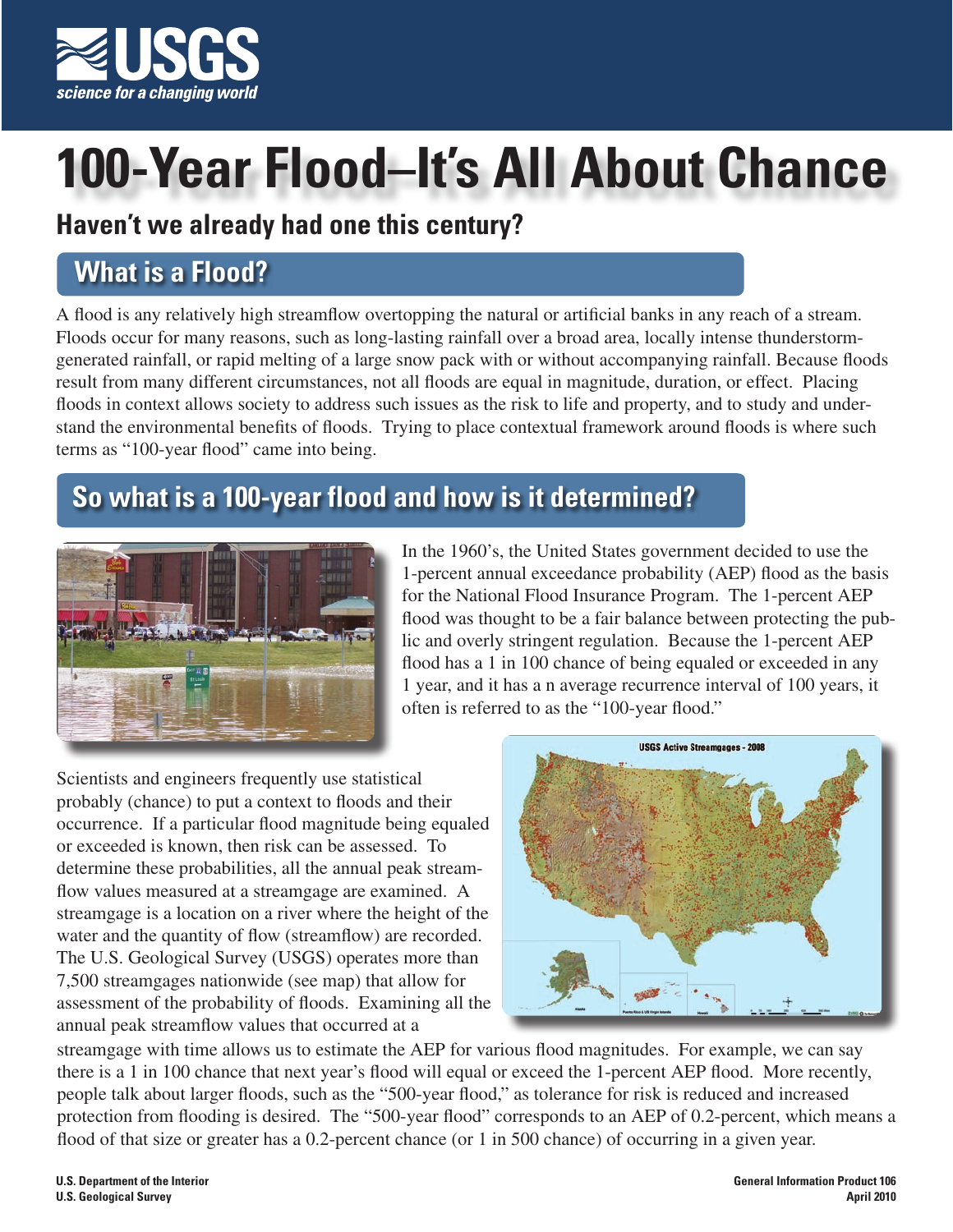# 100-Year Flood–It's All About Chance

## Haven't we already had one this century?

## What is a Flood?

A flood is any relatively high streamflow overtopping the natural or artificial banks in any reach of a stream. Floods occur for many reasons, such as long-lasting rainfall over a broad area, locally intense thunderstorm-generated rainfall, or rapid melting of a large snow pack with or without accompanying rainfall. Because floods result from many different circumstances, not all floods are equal in magnitude, duration, or effect. Placing floods in context allows society to address such issues as the risk to life and property, and to study and understand the environmental benefits of floods. Trying to place contextual framework around floods is where such terms as "100-year flood" came into being.

## So what is a 100-year flood and how is it determined?

In the 1960's, the United States government decided to use the 1-percent annual exceedance probability (AEP) flood as the basis for the National Flood Insurance Program. The 1-percent AEP flood was thought to be a fair balance between protecting the public and overly stringent regulation. Because the 1-percent AEP flood has a 1 in 100 chance of being equaled or exceeded in any 1 year, and it has a n average recurrence interval of 100 years, it often is referred to as the "100-year flood."

Scientists and engineers frequently use statistical probably (chance) to put a context to floods and their occurrence. If a particular flood magnitude being equaled or exceeded is known, then risk can be assessed. To determine these probabilities, all the annual peak streamflow values measured at a streamgage are examined. A streamgage is a location on a river where the height of the water and the quantity of flow (streamflow) are recorded. The U.S. Geological Survey (USGS) operates more than 7,500 streamgages nationwide (see map) that allow for assessment of the probability of floods. Examining all the annual peak streamflow values that occurred at a streamgage with time allows us to estimate the AEP for various flood magnitudes. For example, we can say there is a 1 in 100 chance that next year's flood will equal or exceed the 1-percent AEP flood. More recently, people talk about larger floods, such as the "500-year flood," as tolerance for risk is reduced and increased protection from flooding is desired. The "500-year flood" corresponds to an AEP of 0.2-percent, which means a flood of that size or greater has a 0.2-percent chance (or 1 in 500 chance) of occurring in a given year.

U.S. Department of the Interior
U.S. Geological Survey

General Information Product 106
April 2010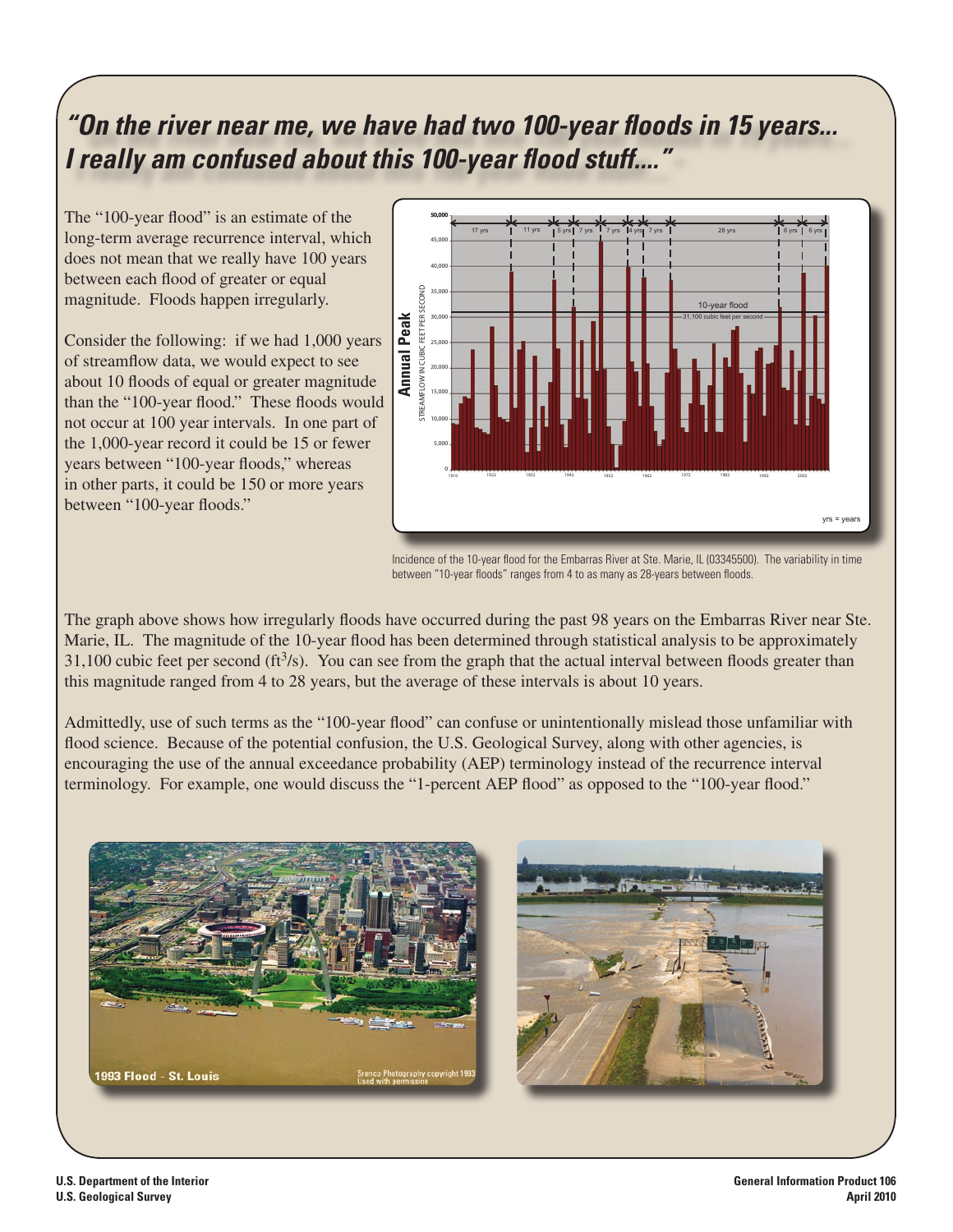## *"On the river near me, we have had two 100-year floods in 15 years... I really am confused about this 100-year flood stuff...."*

The "100-year flood" is an estimate of the long-term average recurrence interval, which does not mean that we really have 100 years between each flood of greater or equal magnitude. Floods happen irregularly.

Consider the following: if we had 1,000 years of streamflow data, we would expect to see about 10 floods of equal or greater magnitude than the "100-year flood." These floods would not occur at 100 year intervals. In one part of the 1,000-year record it could be 15 or fewer years between "100-year floods," whereas in other parts, it could be 150 or more years between "100-year floods."

Incidence of the 10-year flood for the Embarras River at Ste. Marie, IL (03345500). The variability in time between "10-year floods" ranges from 4 to as many as 28-years between floods.

The graph above shows how irregularly floods have occurred during the past 98 years on the Embarras River near Ste. Marie, IL. The magnitude of the 10-year flood has been determined through statistical analysis to be approximately 31,100 cubic feet per second ($ft^3/s$). You can see from the graph that the actual interval between floods greater than this magnitude ranged from 4 to 28 years, but the average of these intervals is about 10 years.

Admittedly, use of such terms as the "100-year flood" can confuse or unintentionally mislead those unfamiliar with flood science. Because of the potential confusion, the U.S. Geological Survey, along with other agencies, is encouraging the use of the annual exceedance probability (AEP) terminology instead of the recurrence interval terminology. For example, one would discuss the "1-percent AEP flood" as opposed to the "100-year flood."

1993 Flood - St. Louis

Srenco Photography copyright 1993 Used with permission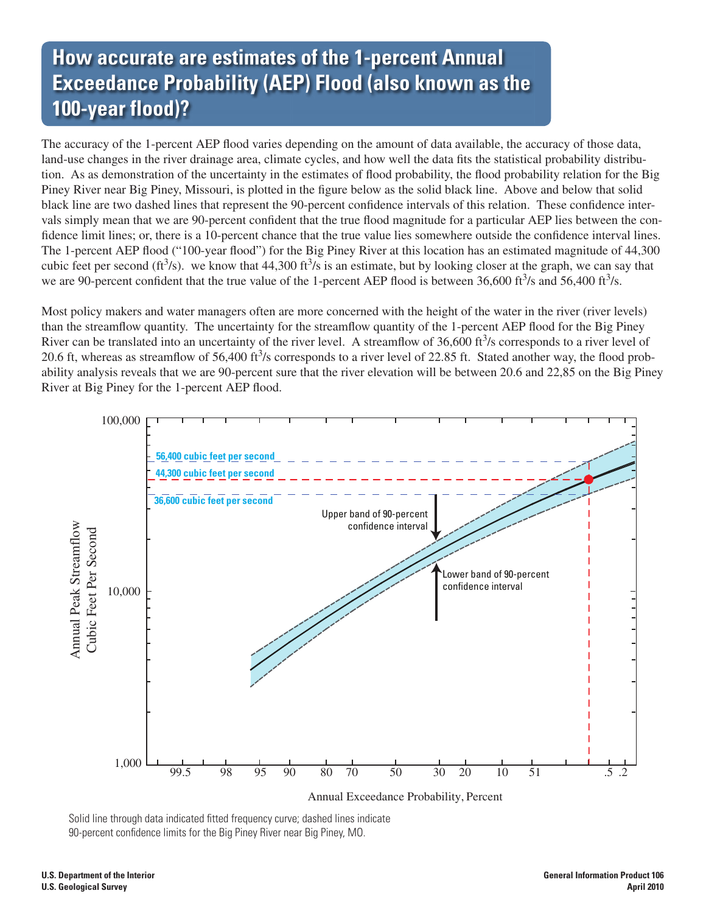# How accurate are estimates of the 1-percent Annual Exceedance Probability (AEP) Flood (also known as the 100-year flood)?

The accuracy of the 1-percent AEP flood varies depending on the amount of data available, the accuracy of those data, land-use changes in the river drainage area, climate cycles, and how well the data fits the statistical probability distribution. As as demonstration of the uncertainty in the estimates of flood probability, the flood probability relation for the Big Piney River near Big Piney, Missouri, is plotted in the figure below as the solid black line. Above and below that solid black line are two dashed lines that represent the 90-percent confidence intervals of this relation. These confidence intervals simply mean that we are 90-percent confident that the true flood magnitude for a particular AEP lies between the confidence limit lines; or, there is a 10-percent chance that the true value lies somewhere outside the confidence interval lines. The 1-percent AEP flood ("100-year flood") for the Big Piney River at this location has an estimated magnitude of 44,300 cubic feet per second ($ft^3/s$). we know that 44,300 $ft^3/s$ is an estimate, but by looking closer at the graph, we can say that we are 90-percent confident that the true value of the 1-percent AEP flood is between 36,600 $ft^3/s$ and 56,400 $ft^3/s$.

Most policy makers and water managers often are more concerned with the height of the water in the river (river levels) than the streamflow quantity. The uncertainty for the streamflow quantity of the 1-percent AEP flood for the Big Piney River can be translated into an uncertainty of the river level. A streamflow of 36,600 $ft^3/s$ corresponds to a river level of 20.6 ft, whereas as streamflow of 56,400 $ft^3/s$ corresponds to a river level of 22.85 ft. Stated another way, the flood probability analysis reveals that we are 90-percent sure that the river elevation will be between 20.6 and 22,85 on the Big Piney River at Big Piney for the 1-percent AEP flood.

Solid line through data indicated fitted frequency curve; dashed lines indicate 90-percent confidence limits for the Big Piney River near Big Piney, MO.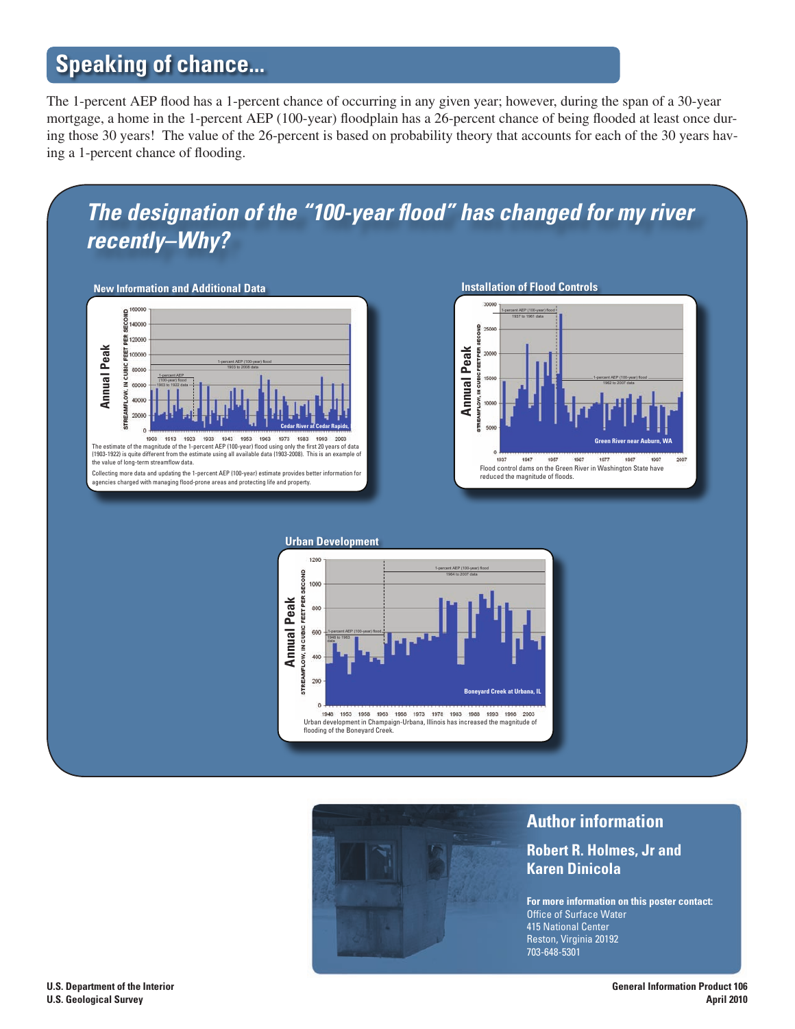## Speaking of chance...

The 1-percent AEP flood has a 1-percent chance of occurring in any given year; however, during the span of a 30-year mortgage, a home in the 1-percent AEP (100-year) floodplain has a 26-percent chance of being flooded at least once during those 30 years! The value of the 26-percent is based on probability theory that accounts for each of the 30 years having a 1-percent chance of flooding.

## *The designation of the "100-year flood" has changed for my river recently–Why?*

### New Information and Additional Data

Annual Peak

STREAMFLOW, IN CUBIC FEET PER SECOND

0
20000
40000
60000
80000
100000
120000
140000
160000

1903 1913 1923 1933 1943 1953 1963 1973 1983 1993 2003

1-percent AEP (100-year) flood
1903 to 2008 data

1-percent AEP (100-year) flood
1903 to 1922 data

Cedar River at Cedar Rapids,

The estimate of the magnitude of the 1-percent AEP (100-year) flood using only the first 20 years of data (1903-1922) is quite different from the estimate using all available data (1903-2008). This is an example of the value of long-term streamflow data.

Collecting more data and updating the 1-percent AEP (100-year) estimate provides better information for agencies charged with managing flood-prone areas and protecting life and property.

### Installation of Flood Controls

Annual Peak

STREAMFLOW, IN CUBIC FEET PER SECOND

0
5000
10000
15000
20000
25000
30000

1937 1947 1957 1967 1977 1987 1997 2007

1-percent AEP (100-year) flood
1937 to 1961 data

1-percent AEP (100-year) flood
1962 to 2007 data

Green River near Auburn, WA

Flood control dams on the Green River in Washington State have reduced the magnitude of floods.

### Urban Development

Annual Peak

STREAMFLOW, IN CUBIC FEET PER SECOND

0
200
400
600
800
1000
1200

1948 1953 1958 1963 1968 1973 1978 1983 1988 1993 1998 2003

1-percent AEP (100-year) flood
1964 to 2007 data

1-percent AEP (100-year) flood
1948 to 1963 data

Boneyard Creek at Urbana, IL

Urban development in Champaign-Urbana, Illinois has increased the magnitude of flooding of the Boneyard Creek.

## Author information

### Robert R. Holmes, Jr and Karen Dinicola

**For more information on this poster contact:**
Office of Surface Water
415 National Center
Reston, Virginia 20192
703-648-5301

**U.S. Department of the Interior**
**U.S. Geological Survey**

**General Information Product 106**
**April 2010**